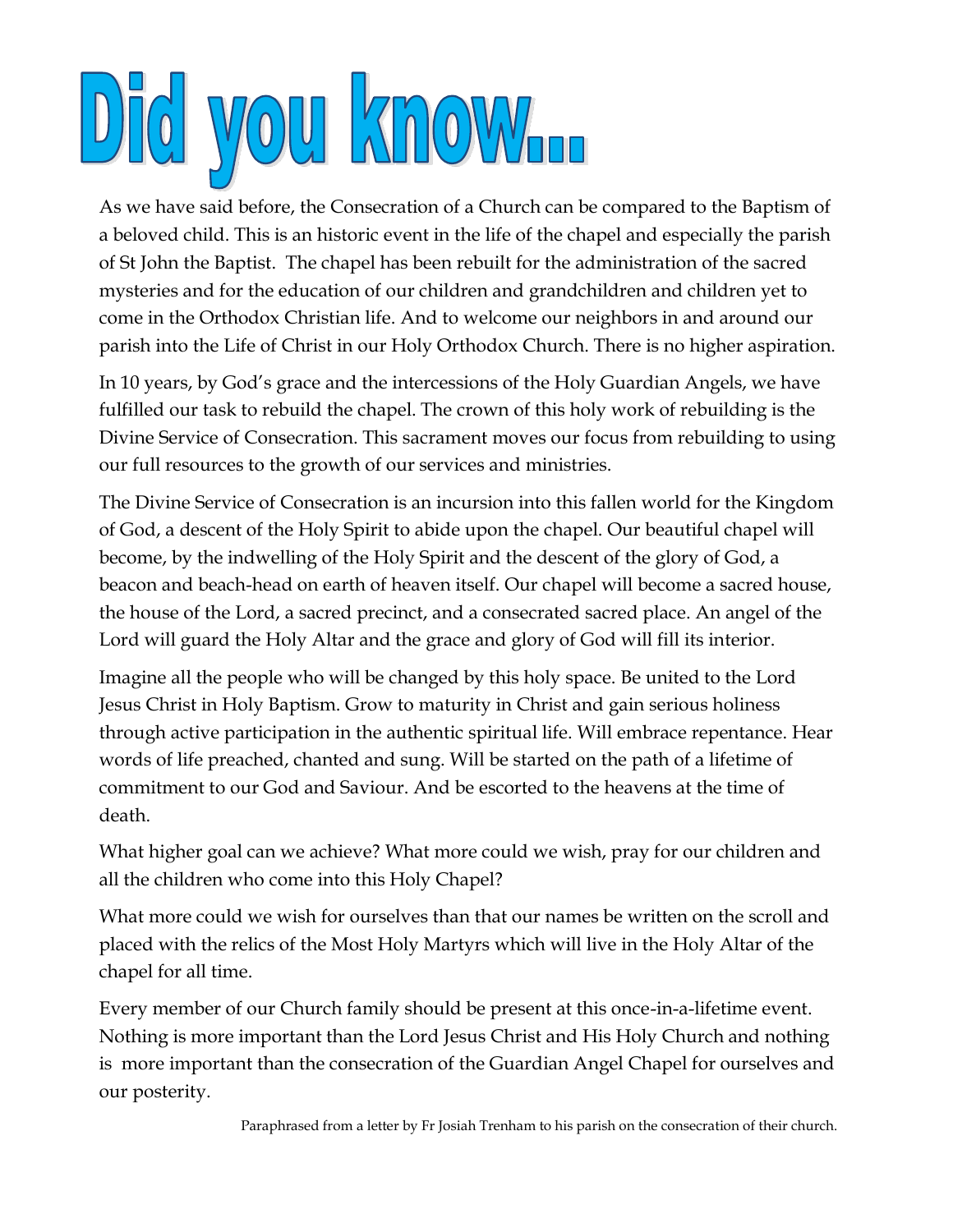# Did you know...

As we have said before, the Consecration of a Church can be compared to the Baptism of a beloved child. This is an historic event in the life of the chapel and especially the parish of St John the Baptist. The chapel has been rebuilt for the administration of the sacred mysteries and for the education of our children and grandchildren and children yet to come in the Orthodox Christian life. And to welcome our neighbors in and around our parish into the Life of Christ in our Holy Orthodox Church. There is no higher aspiration.

In 10 years, by God's grace and the intercessions of the Holy Guardian Angels, we have fulfilled our task to rebuild the chapel. The crown of this holy work of rebuilding is the Divine Service of Consecration. This sacrament moves our focus from rebuilding to using our full resources to the growth of our services and ministries.

The Divine Service of Consecration is an incursion into this fallen world for the Kingdom of God, a descent of the Holy Spirit to abide upon the chapel. Our beautiful chapel will become, by the indwelling of the Holy Spirit and the descent of the glory of God, a beacon and beach-head on earth of heaven itself. Our chapel will become a sacred house, the house of the Lord, a sacred precinct, and a consecrated sacred place. An angel of the Lord will guard the Holy Altar and the grace and glory of God will fill its interior.

Imagine all the people who will be changed by this holy space. Be united to the Lord Jesus Christ in Holy Baptism. Grow to maturity in Christ and gain serious holiness through active participation in the authentic spiritual life. Will embrace repentance. Hear words of life preached, chanted and sung. Will be started on the path of a lifetime of commitment to our God and Saviour. And be escorted to the heavens at the time of death.

What higher goal can we achieve? What more could we wish, pray for our children and all the children who come into this Holy Chapel?

What more could we wish for ourselves than that our names be written on the scroll and placed with the relics of the Most Holy Martyrs which will live in the Holy Altar of the chapel for all time.

Every member of our Church family should be present at this once-in-a-lifetime event. Nothing is more important than the Lord Jesus Christ and His Holy Church and nothing is more important than the consecration of the Guardian Angel Chapel for ourselves and our posterity.

Paraphrased from a letter by Fr Josiah Trenham to his parish on the consecration of their church.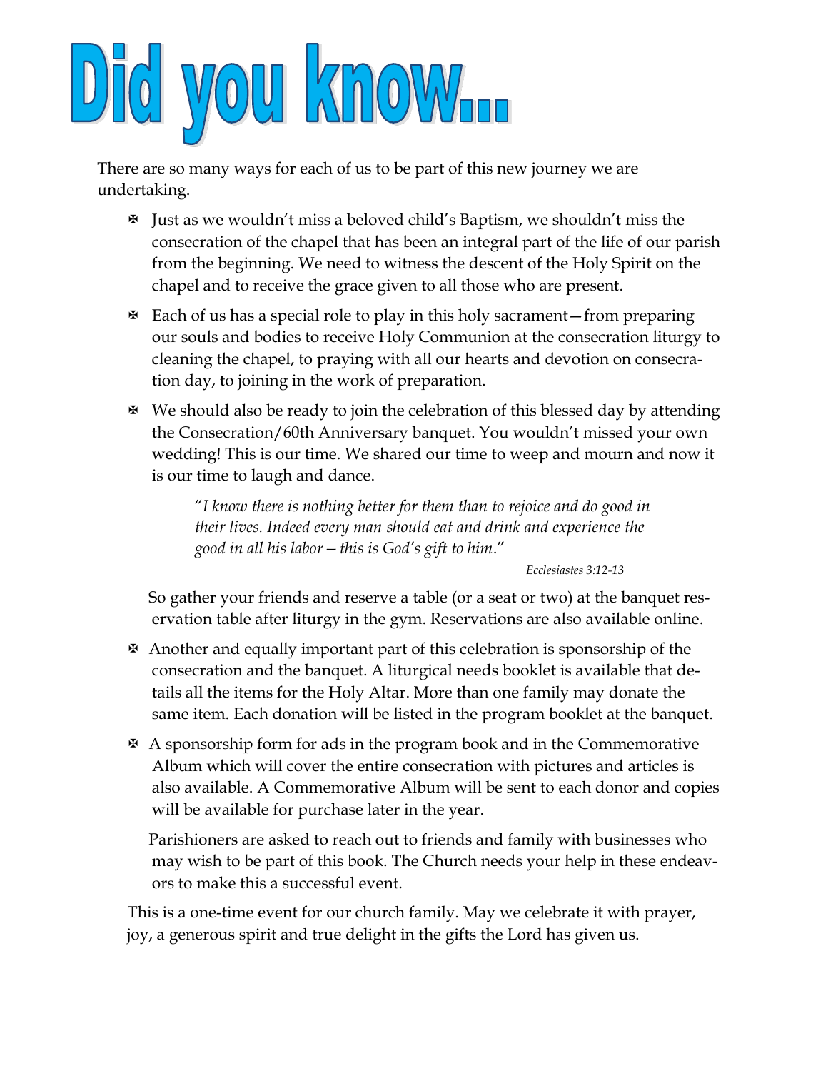# Did you know...

There are so many ways for each of us to be part of this new journey we are undertaking.

- ✠ Just as we wouldn't miss a beloved child's Baptism, we shouldn't miss the consecration of the chapel that has been an integral part of the life of our parish from the beginning. We need to witness the descent of the Holy Spirit on the chapel and to receive the grace given to all those who are present.

- ✠ Each of us has a special role to play in this holy sacrament—from preparing our souls and bodies to receive Holy Communion at the consecration liturgy to cleaning the chapel, to praying with all our hearts and devotion on consecration day, to joining in the work of preparation.

- ✠ We should also be ready to join the celebration of this blessed day by attending the Consecration/60th Anniversary banquet. You wouldn't missed your own wedding! This is our time. We shared our time to weep and mourn and now it is our time to laugh and dance.

  > "*I know there is nothing better for them than to rejoice and do good in their lives. Indeed every man should eat and drink and experience the good in all his labor—this is God's gift to him*."
  >
  > *Ecclesiastes 3:12-13*

  So gather your friends and reserve a table (or a seat or two) at the banquet reservation table after liturgy in the gym. Reservations are also available online.

- ✠ Another and equally important part of this celebration is sponsorship of the consecration and the banquet. A liturgical needs booklet is available that details all the items for the Holy Altar. More than one family may donate the same item. Each donation will be listed in the program booklet at the banquet.

- ✠ A sponsorship form for ads in the program book and in the Commemorative Album which will cover the entire consecration with pictures and articles is also available. A Commemorative Album will be sent to each donor and copies will be available for purchase later in the year.

  Parishioners are asked to reach out to friends and family with businesses who may wish to be part of this book. The Church needs your help in these endeavors to make this a successful event.

This is a one-time event for our church family. May we celebrate it with prayer, joy, a generous spirit and true delight in the gifts the Lord has given us.